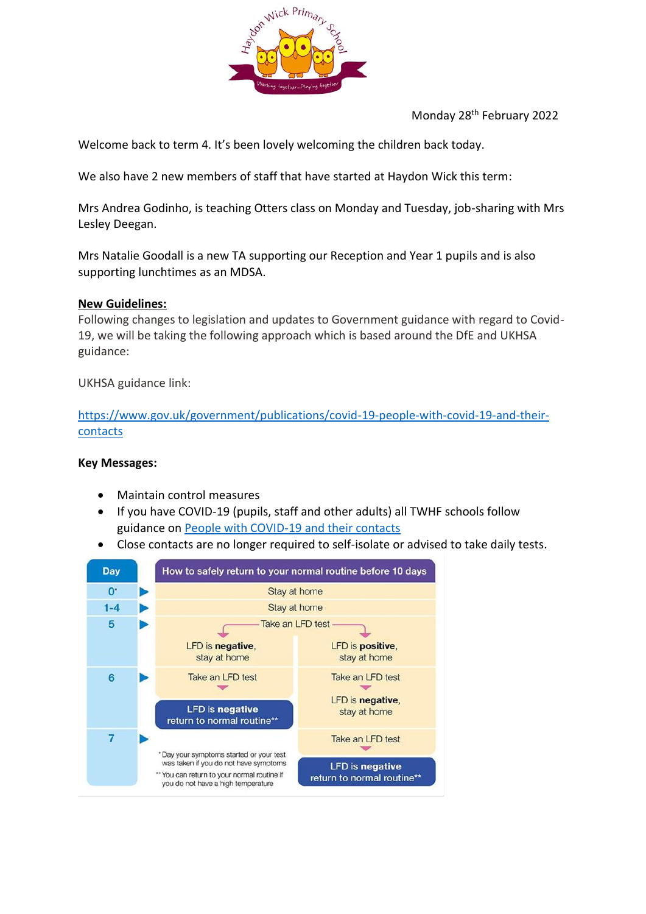Haydon Wick Primary School

Working together...Playing together

Monday 28th February 2022

Welcome back to term 4. It's been lovely welcoming the children back today.

We also have 2 new members of staff that have started at Haydon Wick this term:

Mrs Andrea Godinho, is teaching Otters class on Monday and Tuesday, job-sharing with Mrs Lesley Deegan.

Mrs Natalie Goodall is a new TA supporting our Reception and Year 1 pupils and is also supporting lunchtimes as an MDSA.

**New Guidelines:**

Following changes to legislation and updates to Government guidance with regard to Covid-19, we will be taking the following approach which is based around the DfE and UKHSA guidance:

UKHSA guidance link:

https://www.gov.uk/government/publications/covid-19-people-with-covid-19-and-their-contacts

**Key Messages:**

- Maintain control measures
- If you have COVID-19 (pupils, staff and other adults) all TWHF schools follow guidance on People with COVID-19 and their contacts
- Close contacts are no longer required to self-isolate or advised to take daily tests.

| Day | How to safely return to your normal routine before 10 days | |
|---|---|---|
| 0* | Stay at home | |
| 1-4 | Stay at home | |
| 5 | Take an LFD test | |
| | LFD is **negative**, stay at home | LFD is **positive**, stay at home |
| 6 | Take an LFD test | Take an LFD test |
| | **LFD is negative return to normal routine**** | LFD is **negative**, stay at home |
| 7 | | Take an LFD test |
| | | **LFD is negative return to normal routine**** |

\* Day your symptoms started or your test was taken if you do not have symptoms

\*\* You can return to your normal routine if you do not have a high temperature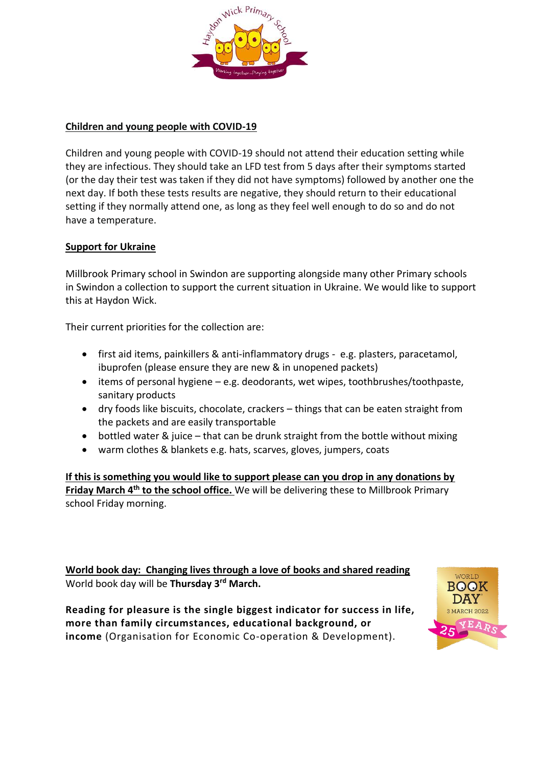## Children and young people with COVID-19

Children and young people with COVID-19 should not attend their education setting while they are infectious. They should take an LFD test from 5 days after their symptoms started (or the day their test was taken if they did not have symptoms) followed by another one the next day. If both these tests results are negative, they should return to their educational setting if they normally attend one, as long as they feel well enough to do so and do not have a temperature.

## Support for Ukraine

Millbrook Primary school in Swindon are supporting alongside many other Primary schools in Swindon a collection to support the current situation in Ukraine. We would like to support this at Haydon Wick.

Their current priorities for the collection are:

- first aid items, painkillers & anti-inflammatory drugs - e.g. plasters, paracetamol, ibuprofen (please ensure they are new & in unopened packets)
- items of personal hygiene – e.g. deodorants, wet wipes, toothbrushes/toothpaste, sanitary products
- dry foods like biscuits, chocolate, crackers – things that can be eaten straight from the packets and are easily transportable
- bottled water & juice – that can be drunk straight from the bottle without mixing
- warm clothes & blankets e.g. hats, scarves, gloves, jumpers, coats

**If this is something you would like to support please can you drop in any donations by Friday March 4th to the school office.** We will be delivering these to Millbrook Primary school Friday morning.

## World book day: Changing lives through a love of books and shared reading

World book day will be **Thursday 3rd March.**

**Reading for pleasure is the single biggest indicator for success in life, more than family circumstances, educational background, or income** (Organisation for Economic Co-operation & Development).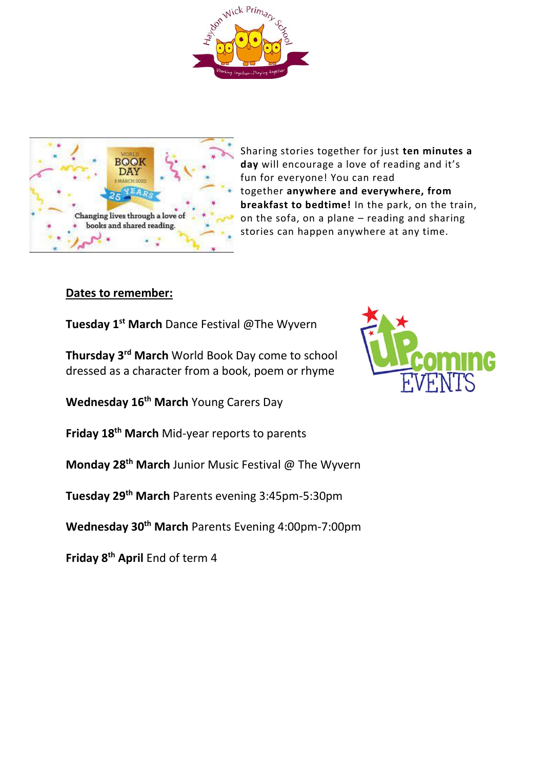Sharing stories together for just **ten minutes a day** will encourage a love of reading and it's fun for everyone! You can read together **anywhere and everywhere, from breakfast to bedtime!** In the park, on the train, on the sofa, on a plane – reading and sharing stories can happen anywhere at any time.

**Dates to remember:**

**Tuesday 1st March** Dance Festival @The Wyvern

**Thursday 3rd March** World Book Day come to school dressed as a character from a book, poem or rhyme

**Wednesday 16th March** Young Carers Day

**Friday 18th March** Mid-year reports to parents

**Monday 28th March** Junior Music Festival @ The Wyvern

**Tuesday 29th March** Parents evening 3:45pm-5:30pm

**Wednesday 30th March** Parents Evening 4:00pm-7:00pm

**Friday 8th April** End of term 4